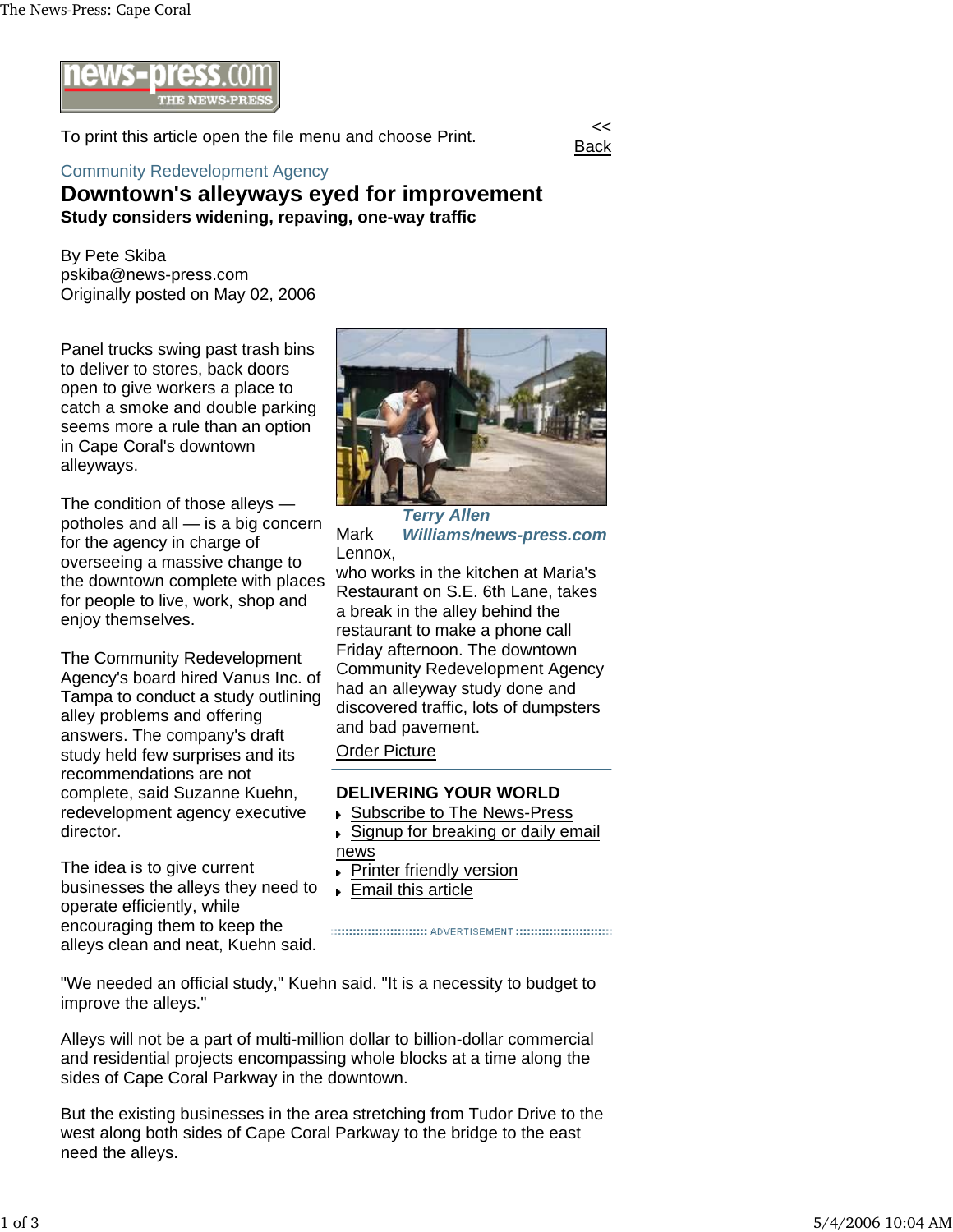news-press.com THE NEWS-PRESS

To print this article open the file menu and choose Print.

<< Back

Community Redevelopment Agency

# Downtown's alleyways eyed for improvement

**Study considers widening, repaving, one-way traffic**

By Pete Skiba
pskiba@news-press.com
Originally posted on May 02, 2006

Panel trucks swing past trash bins to deliver to stores, back doors open to give workers a place to catch a smoke and double parking seems more a rule than an option in Cape Coral's downtown alleyways.

The condition of those alleys — potholes and all — is a big concern for the agency in charge of overseeing a massive change to the downtown complete with places for people to live, work, shop and enjoy themselves.

The Community Redevelopment Agency's board hired Vanus Inc. of Tampa to conduct a study outlining alley problems and offering answers. The company's draft study held few surprises and its recommendations are not complete, said Suzanne Kuehn, redevelopment agency executive director.

The idea is to give current businesses the alleys they need to operate efficiently, while encouraging them to keep the alleys clean and neat, Kuehn said.

*Terry Allen Williams/news-press.com*

Mark Lennox, who works in the kitchen at Maria's Restaurant on S.E. 6th Lane, takes a break in the alley behind the restaurant to make a phone call Friday afternoon. The downtown Community Redevelopment Agency had an alleyway study done and discovered traffic, lots of dumpsters and bad pavement.

Order Picture

**DELIVERING YOUR WORLD**

- Subscribe to The News-Press
- Signup for breaking or daily email news
- Printer friendly version
- Email this article

ADVERTISEMENT

"We needed an official study," Kuehn said. "It is a necessity to budget to improve the alleys."

Alleys will not be a part of multi-million dollar to billion-dollar commercial and residential projects encompassing whole blocks at a time along the sides of Cape Coral Parkway in the downtown.

But the existing businesses in the area stretching from Tudor Drive to the west along both sides of Cape Coral Parkway to the bridge to the east need the alleys.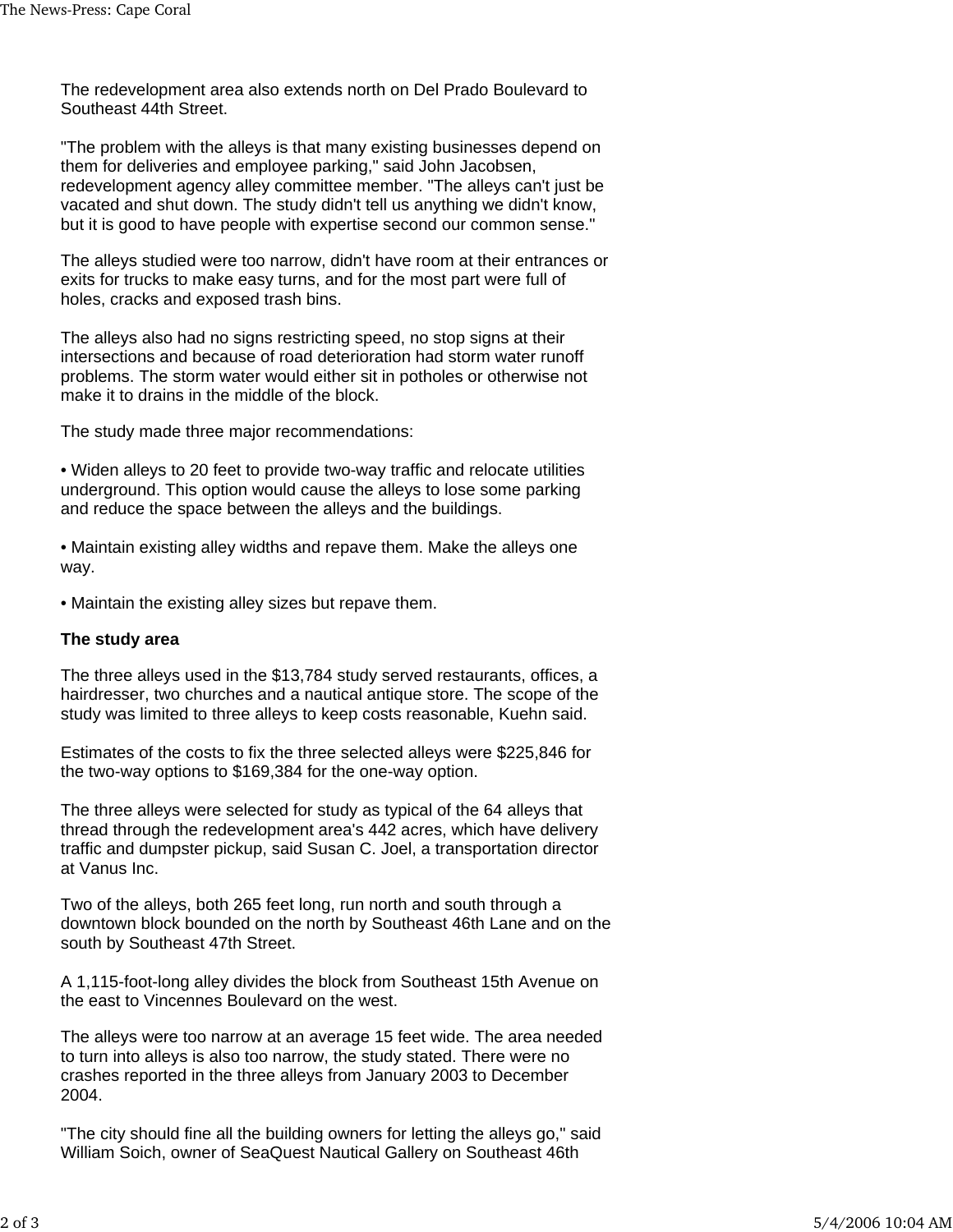The redevelopment area also extends north on Del Prado Boulevard to Southeast 44th Street.

"The problem with the alleys is that many existing businesses depend on them for deliveries and employee parking," said John Jacobsen, redevelopment agency alley committee member. "The alleys can't just be vacated and shut down. The study didn't tell us anything we didn't know, but it is good to have people with expertise second our common sense."

The alleys studied were too narrow, didn't have room at their entrances or exits for trucks to make easy turns, and for the most part were full of holes, cracks and exposed trash bins.

The alleys also had no signs restricting speed, no stop signs at their intersections and because of road deterioration had storm water runoff problems. The storm water would either sit in potholes or otherwise not make it to drains in the middle of the block.

The study made three major recommendations:

• Widen alleys to 20 feet to provide two-way traffic and relocate utilities underground. This option would cause the alleys to lose some parking and reduce the space between the alleys and the buildings.

• Maintain existing alley widths and repave them. Make the alleys one way.

• Maintain the existing alley sizes but repave them.

**The study area**

The three alleys used in the $13,784 study served restaurants, offices, a hairdresser, two churches and a nautical antique store. The scope of the study was limited to three alleys to keep costs reasonable, Kuehn said.

Estimates of the costs to fix the three selected alleys were $225,846 for the two-way options to $169,384 for the one-way option.

The three alleys were selected for study as typical of the 64 alleys that thread through the redevelopment area's 442 acres, which have delivery traffic and dumpster pickup, said Susan C. Joel, a transportation director at Vanus Inc.

Two of the alleys, both 265 feet long, run north and south through a downtown block bounded on the north by Southeast 46th Lane and on the south by Southeast 47th Street.

A 1,115-foot-long alley divides the block from Southeast 15th Avenue on the east to Vincennes Boulevard on the west.

The alleys were too narrow at an average 15 feet wide. The area needed to turn into alleys is also too narrow, the study stated. There were no crashes reported in the three alleys from January 2003 to December 2004.

"The city should fine all the building owners for letting the alleys go," said William Soich, owner of SeaQuest Nautical Gallery on Southeast 46th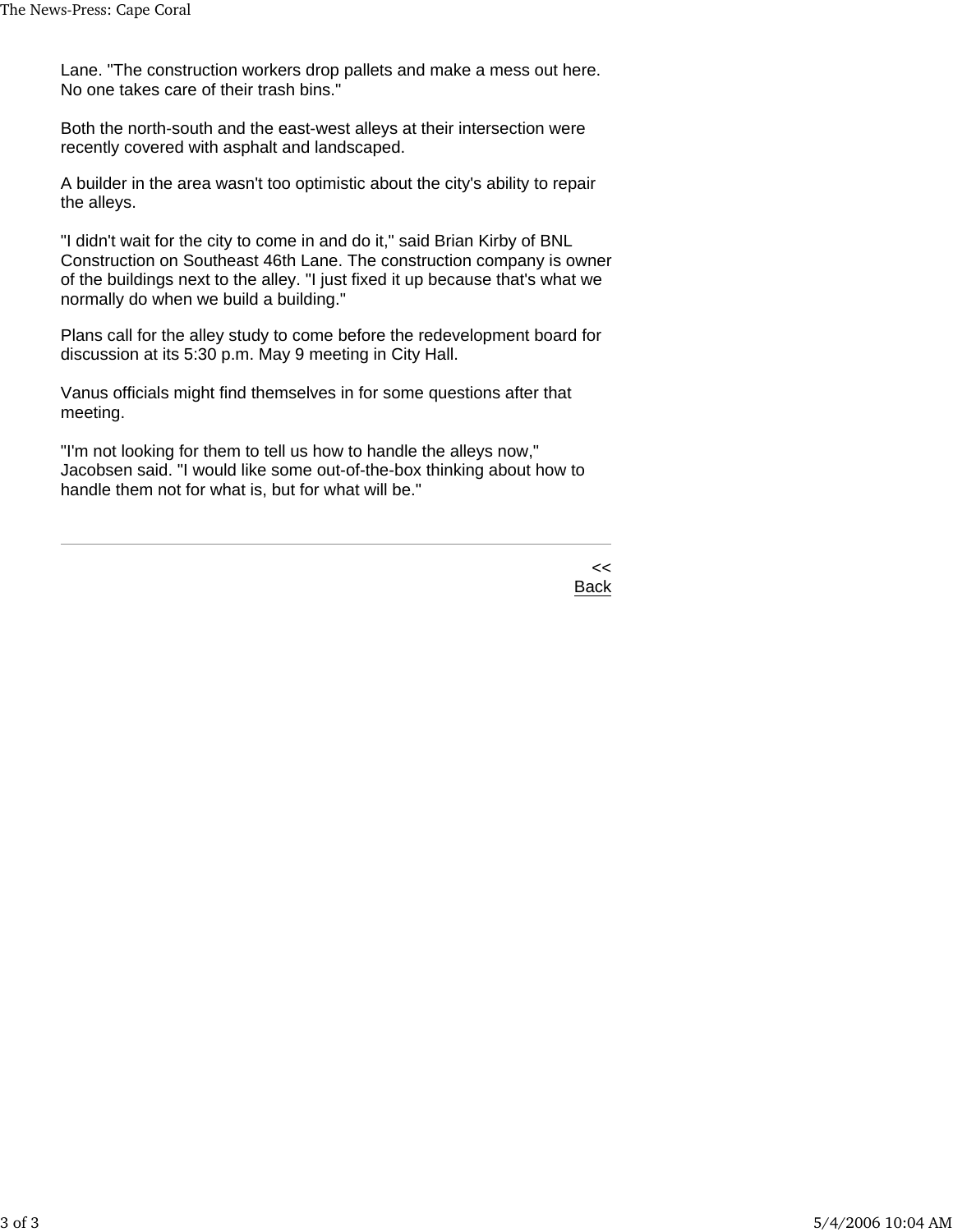Lane. "The construction workers drop pallets and make a mess out here. No one takes care of their trash bins."

Both the north-south and the east-west alleys at their intersection were recently covered with asphalt and landscaped.

A builder in the area wasn't too optimistic about the city's ability to repair the alleys.

"I didn't wait for the city to come in and do it," said Brian Kirby of BNL Construction on Southeast 46th Lane. The construction company is owner of the buildings next to the alley. "I just fixed it up because that's what we normally do when we build a building."

Plans call for the alley study to come before the redevelopment board for discussion at its 5:30 p.m. May 9 meeting in City Hall.

Vanus officials might find themselves in for some questions after that meeting.

"I'm not looking for them to tell us how to handle the alleys now," Jacobsen said. "I would like some out-of-the-box thinking about how to handle them not for what is, but for what will be."

---

<< Back